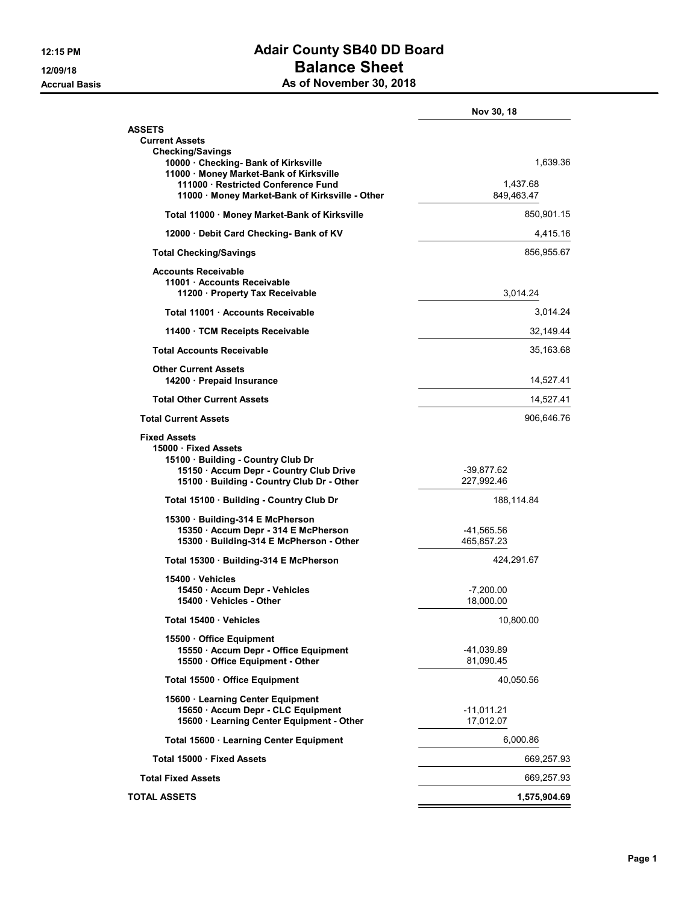# Adair County SB40 DD Board

## Balance Sheet

### As of November 30, 2018

12:15 PM
12/09/18
Accrual Basis

| | | Nov 30, 18 |
|---|---|---|
| **ASSETS** | | |
| **Current Assets** | | |
| **Checking/Savings** | | |
| **10000 · Checking- Bank of Kirksville** | | 1,639.36 |
| **11000 · Money Market-Bank of Kirksville** | | |
| **111000 · Restricted Conference Fund** | 1,437.68 | |
| **11000 · Money Market-Bank of Kirksville - Other** | 849,463.47 | |
| **Total 11000 · Money Market-Bank of Kirksville** | | 850,901.15 |
| **12000 · Debit Card Checking- Bank of KV** | | 4,415.16 |
| **Total Checking/Savings** | | 856,955.67 |
| **Accounts Receivable** | | |
| **11001 · Accounts Receivable** | | |
| **11200 · Property Tax Receivable** | 3,014.24 | |
| **Total 11001 · Accounts Receivable** | | 3,014.24 |
| **11400 · TCM Receipts Receivable** | | 32,149.44 |
| **Total Accounts Receivable** | | 35,163.68 |
| **Other Current Assets** | | |
| **14200 · Prepaid Insurance** | | 14,527.41 |
| **Total Other Current Assets** | | 14,527.41 |
| **Total Current Assets** | | 906,646.76 |
| **Fixed Assets** | | |
| **15000 · Fixed Assets** | | |
| **15100 · Building - Country Club Dr** | | |
| **15150 · Accum Depr - Country Club Drive** | -39,877.62 | |
| **15100 · Building - Country Club Dr - Other** | 227,992.46 | |
| **Total 15100 · Building - Country Club Dr** | 188,114.84 | |
| **15300 · Building-314 E McPherson** | | |
| **15350 · Accum Depr - 314 E McPherson** | -41,565.56 | |
| **15300 · Building-314 E McPherson - Other** | 465,857.23 | |
| **Total 15300 · Building-314 E McPherson** | 424,291.67 | |
| **15400 · Vehicles** | | |
| **15450 · Accum Depr - Vehicles** | -7,200.00 | |
| **15400 · Vehicles - Other** | 18,000.00 | |
| **Total 15400 · Vehicles** | 10,800.00 | |
| **15500 · Office Equipment** | | |
| **15550 · Accum Depr - Office Equipment** | -41,039.89 | |
| **15500 · Office Equipment - Other** | 81,090.45 | |
| **Total 15500 · Office Equipment** | 40,050.56 | |
| **15600 · Learning Center Equipment** | | |
| **15650 · Accum Depr - CLC Equipment** | -11,011.21 | |
| **15600 · Learning Center Equipment - Other** | 17,012.07 | |
| **Total 15600 · Learning Center Equipment** | 6,000.86 | |
| **Total 15000 · Fixed Assets** | | 669,257.93 |
| **Total Fixed Assets** | | 669,257.93 |
| **TOTAL ASSETS** | | **1,575,904.69** |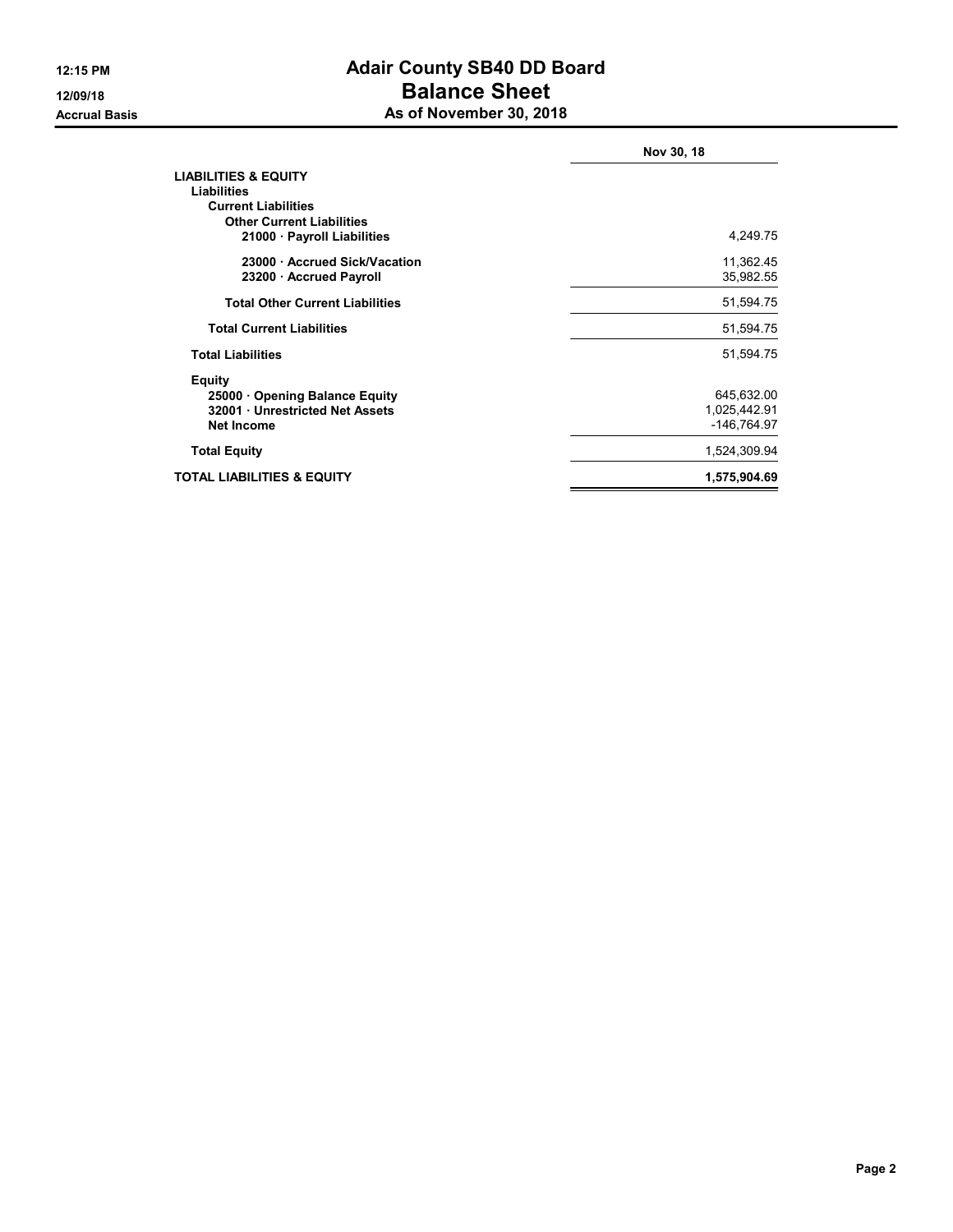# Adair County SB40 DD Board
## Balance Sheet
### As of November 30, 2018

12:15 PM
12/09/18
Accrual Basis

| | Nov 30, 18 |
|---|---|
| **LIABILITIES & EQUITY** | |
| **Liabilities** | |
| **Current Liabilities** | |
| **Other Current Liabilities** | |
| **21000 · Payroll Liabilities** | 4,249.75 |
| **23000 · Accrued Sick/Vacation** | 11,362.45 |
| **23200 · Accrued Payroll** | 35,982.55 |
| **Total Other Current Liabilities** | 51,594.75 |
| **Total Current Liabilities** | 51,594.75 |
| **Total Liabilities** | 51,594.75 |
| **Equity** | |
| **25000 · Opening Balance Equity** | 645,632.00 |
| **32001 · Unrestricted Net Assets** | 1,025,442.91 |
| **Net Income** | -146,764.97 |
| **Total Equity** | 1,524,309.94 |
| **TOTAL LIABILITIES & EQUITY** | **1,575,904.69** |